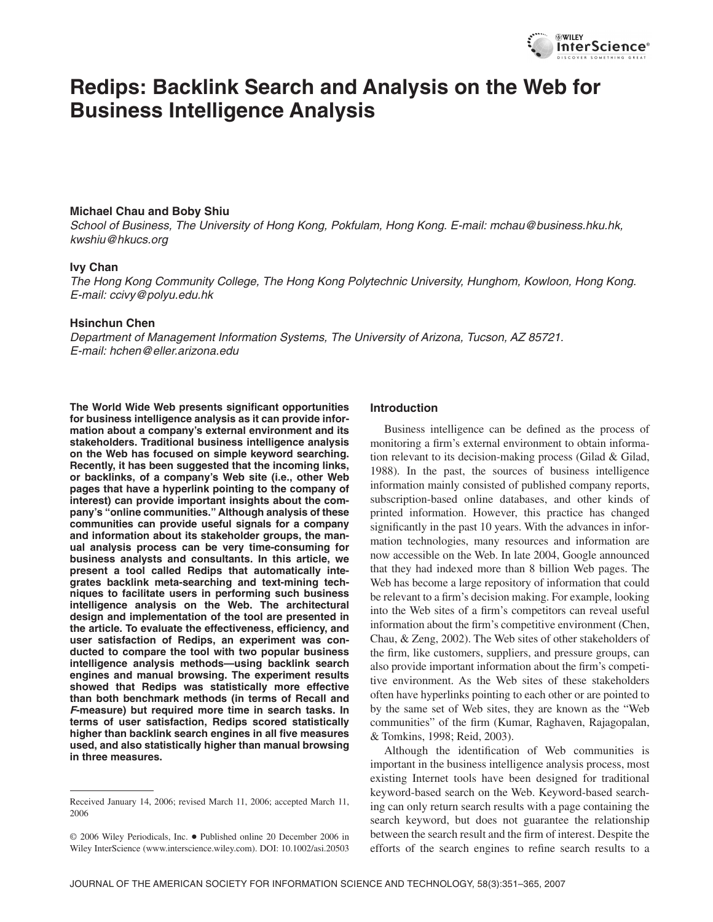# Redips: Backlink Search and Analysis on the Web for Business Intelligence Analysis

**Michael Chau and Boby Shiu**
*School of Business, The University of Hong Kong, Pokfulam, Hong Kong. E-mail: mchau@business.hku.hk, kwshiu@hkucs.org*

**Ivy Chan**
*The Hong Kong Community College, The Hong Kong Polytechnic University, Hunghom, Kowloon, Hong Kong. E-mail: ccivy@polyu.edu.hk*

**Hsinchun Chen**
*Department of Management Information Systems, The University of Arizona, Tucson, AZ 85721. E-mail: hchen@eller.arizona.edu*

**The World Wide Web presents significant opportunities for business intelligence analysis as it can provide information about a company's external environment and its stakeholders. Traditional business intelligence analysis on the Web has focused on simple keyword searching. Recently, it has been suggested that the incoming links, or backlinks, of a company's Web site (i.e., other Web pages that have a hyperlink pointing to the company of interest) can provide important insights about the company's "online communities." Although analysis of these communities can provide useful signals for a company and information about its stakeholder groups, the manual analysis process can be very time-consuming for business analysts and consultants. In this article, we present a tool called Redips that automatically integrates backlink meta-searching and text-mining techniques to facilitate users in performing such business intelligence analysis on the Web. The architectural design and implementation of the tool are presented in the article. To evaluate the effectiveness, efficiency, and user satisfaction of Redips, an experiment was conducted to compare the tool with two popular business intelligence analysis methods—using backlink search engines and manual browsing. The experiment results showed that Redips was statistically more effective than both benchmark methods (in terms of Recall and *F*-measure) but required more time in search tasks. In terms of user satisfaction, Redips scored statistically higher than backlink search engines in all five measures used, and also statistically higher than manual browsing in three measures.**

Received January 14, 2006; revised March 11, 2006; accepted March 11, 2006

© 2006 Wiley Periodicals, Inc. • Published online 20 December 2006 in Wiley InterScience (www.interscience.wiley.com). DOI: 10.1002/asi.20503

## Introduction

Business intelligence can be defined as the process of monitoring a firm's external environment to obtain information relevant to its decision-making process (Gilad & Gilad, 1988). In the past, the sources of business intelligence information mainly consisted of published company reports, subscription-based online databases, and other kinds of printed information. However, this practice has changed significantly in the past 10 years. With the advances in information technologies, many resources and information are now accessible on the Web. In late 2004, Google announced that they had indexed more than 8 billion Web pages. The Web has become a large repository of information that could be relevant to a firm's decision making. For example, looking into the Web sites of a firm's competitors can reveal useful information about the firm's competitive environment (Chen, Chau, & Zeng, 2002). The Web sites of other stakeholders of the firm, like customers, suppliers, and pressure groups, can also provide important information about the firm's competitive environment. As the Web sites of these stakeholders often have hyperlinks pointing to each other or are pointed to by the same set of Web sites, they are known as the "Web communities" of the firm (Kumar, Raghaven, Rajagopalan, & Tomkins, 1998; Reid, 2003).

Although the identification of Web communities is important in the business intelligence analysis process, most existing Internet tools have been designed for traditional keyword-based search on the Web. Keyword-based searching can only return search results with a page containing the search keyword, but does not guarantee the relationship between the search result and the firm of interest. Despite the efforts of the search engines to refine search results to a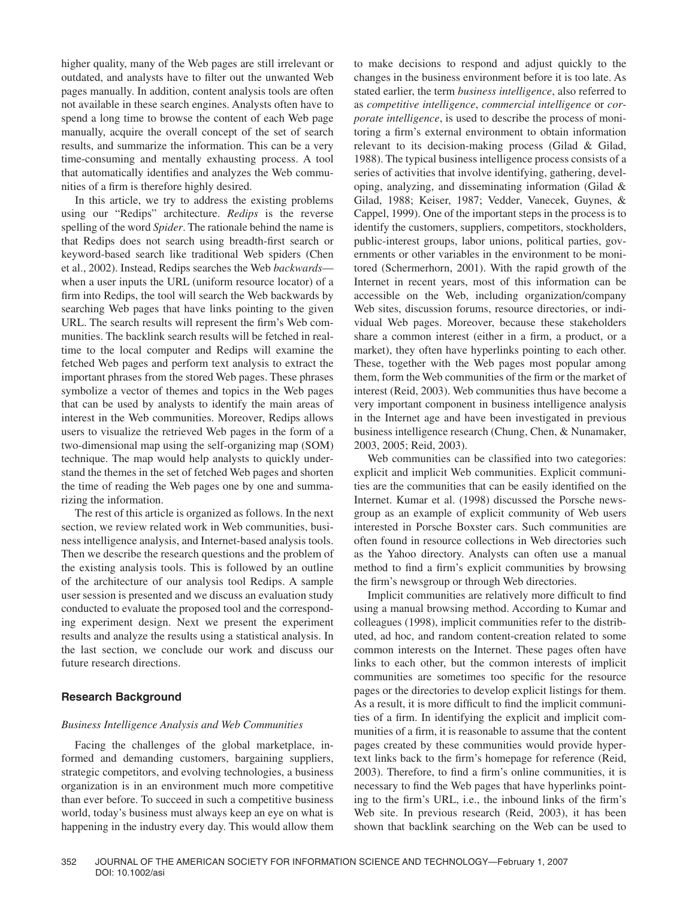higher quality, many of the Web pages are still irrelevant or outdated, and analysts have to filter out the unwanted Web pages manually. In addition, content analysis tools are often not available in these search engines. Analysts often have to spend a long time to browse the content of each Web page manually, acquire the overall concept of the set of search results, and summarize the information. This can be a very time-consuming and mentally exhausting process. A tool that automatically identifies and analyzes the Web communities of a firm is therefore highly desired.

In this article, we try to address the existing problems using our "Redips" architecture. *Redips* is the reverse spelling of the word *Spider*. The rationale behind the name is that Redips does not search using breadth-first search or keyword-based search like traditional Web spiders (Chen et al., 2002). Instead, Redips searches the Web *backwards*—when a user inputs the URL (uniform resource locator) of a firm into Redips, the tool will search the Web backwards by searching Web pages that have links pointing to the given URL. The search results will represent the firm's Web communities. The backlink search results will be fetched in real-time to the local computer and Redips will examine the fetched Web pages and perform text analysis to extract the important phrases from the stored Web pages. These phrases symbolize a vector of themes and topics in the Web pages that can be used by analysts to identify the main areas of interest in the Web communities. Moreover, Redips allows users to visualize the retrieved Web pages in the form of a two-dimensional map using the self-organizing map (SOM) technique. The map would help analysts to quickly understand the themes in the set of fetched Web pages and shorten the time of reading the Web pages one by one and summarizing the information.

The rest of this article is organized as follows. In the next section, we review related work in Web communities, business intelligence analysis, and Internet-based analysis tools. Then we describe the research questions and the problem of the existing analysis tools. This is followed by an outline of the architecture of our analysis tool Redips. A sample user session is presented and we discuss an evaluation study conducted to evaluate the proposed tool and the corresponding experiment design. Next we present the experiment results and analyze the results using a statistical analysis. In the last section, we conclude our work and discuss our future research directions.

## Research Background

### *Business Intelligence Analysis and Web Communities*

Facing the challenges of the global marketplace, informed and demanding customers, bargaining suppliers, strategic competitors, and evolving technologies, a business organization is in an environment much more competitive than ever before. To succeed in such a competitive business world, today's business must always keep an eye on what is happening in the industry every day. This would allow them to make decisions to respond and adjust quickly to the changes in the business environment before it is too late. As stated earlier, the term *business intelligence*, also referred to as *competitive intelligence*, *commercial intelligence* or *corporate intelligence*, is used to describe the process of monitoring a firm's external environment to obtain information relevant to its decision-making process (Gilad & Gilad, 1988). The typical business intelligence process consists of a series of activities that involve identifying, gathering, developing, analyzing, and disseminating information (Gilad & Gilad, 1988; Keiser, 1987; Vedder, Vanecek, Guynes, & Cappel, 1999). One of the important steps in the process is to identify the customers, suppliers, competitors, stockholders, public-interest groups, labor unions, political parties, governments or other variables in the environment to be monitored (Schermerhorn, 2001). With the rapid growth of the Internet in recent years, most of this information can be accessible on the Web, including organization/company Web sites, discussion forums, resource directories, or individual Web pages. Moreover, because these stakeholders share a common interest (either in a firm, a product, or a market), they often have hyperlinks pointing to each other. These, together with the Web pages most popular among them, form the Web communities of the firm or the market of interest (Reid, 2003). Web communities thus have become a very important component in business intelligence analysis in the Internet age and have been investigated in previous business intelligence research (Chung, Chen, & Nunamaker, 2003, 2005; Reid, 2003).

Web communities can be classified into two categories: explicit and implicit Web communities. Explicit communities are the communities that can be easily identified on the Internet. Kumar et al. (1998) discussed the Porsche newsgroup as an example of explicit community of Web users interested in Porsche Boxster cars. Such communities are often found in resource collections in Web directories such as the Yahoo directory. Analysts can often use a manual method to find a firm's explicit communities by browsing the firm's newsgroup or through Web directories.

Implicit communities are relatively more difficult to find using a manual browsing method. According to Kumar and colleagues (1998), implicit communities refer to the distributed, ad hoc, and random content-creation related to some common interests on the Internet. These pages often have links to each other, but the common interests of implicit communities are sometimes too specific for the resource pages or the directories to develop explicit listings for them. As a result, it is more difficult to find the implicit communities of a firm. In identifying the explicit and implicit communities of a firm, it is reasonable to assume that the content pages created by these communities would provide hypertext links back to the firm's homepage for reference (Reid, 2003). Therefore, to find a firm's online communities, it is necessary to find the Web pages that have hyperlinks pointing to the firm's URL, i.e., the inbound links of the firm's Web site. In previous research (Reid, 2003), it has been shown that backlink searching on the Web can be used to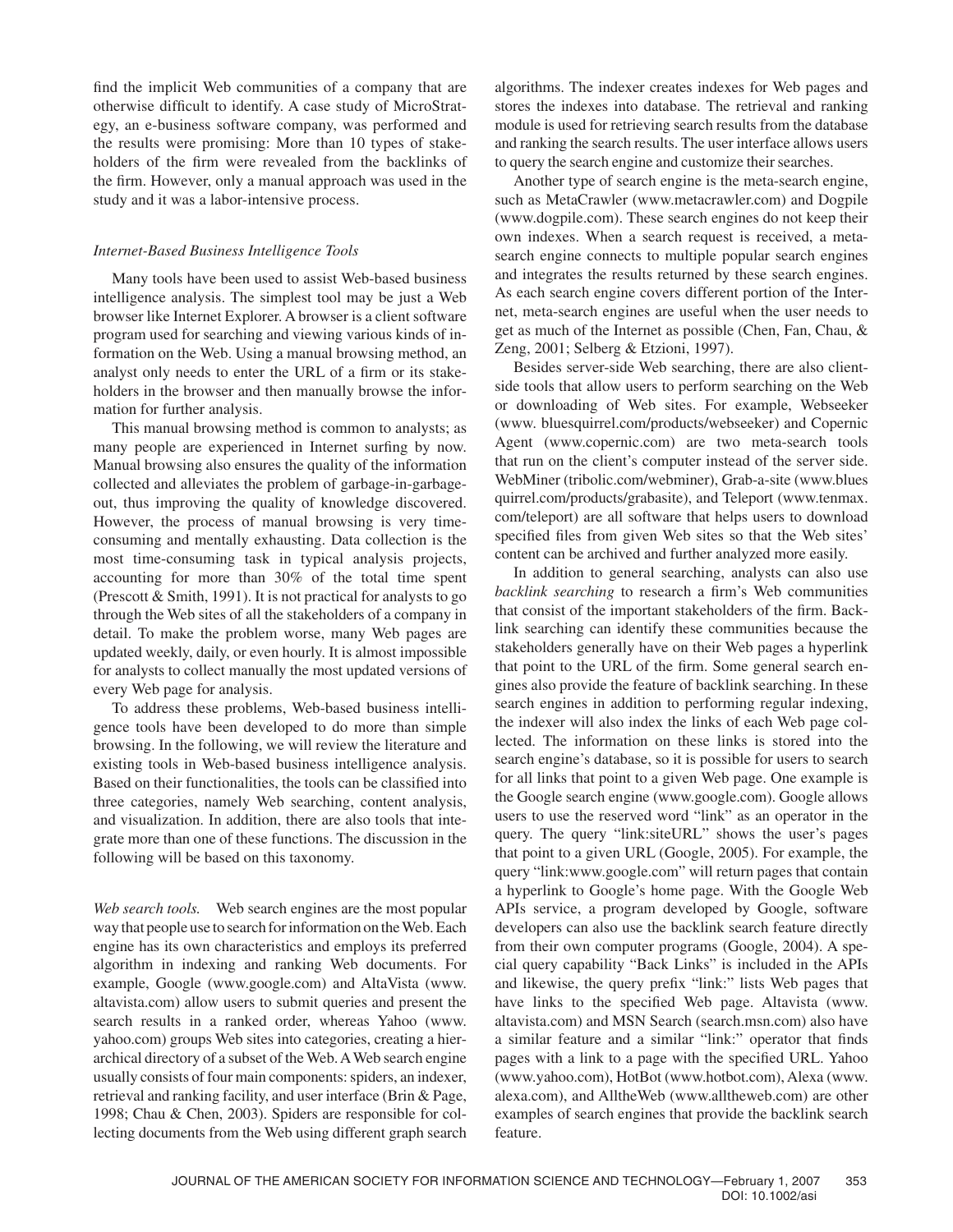find the implicit Web communities of a company that are otherwise difficult to identify. A case study of MicroStrategy, an e-business software company, was performed and the results were promising: More than 10 types of stakeholders of the firm were revealed from the backlinks of the firm. However, only a manual approach was used in the study and it was a labor-intensive process.

### *Internet-Based Business Intelligence Tools*

Many tools have been used to assist Web-based business intelligence analysis. The simplest tool may be just a Web browser like Internet Explorer. A browser is a client software program used for searching and viewing various kinds of information on the Web. Using a manual browsing method, an analyst only needs to enter the URL of a firm or its stakeholders in the browser and then manually browse the information for further analysis.

This manual browsing method is common to analysts; as many people are experienced in Internet surfing by now. Manual browsing also ensures the quality of the information collected and alleviates the problem of garbage-in-garbage-out, thus improving the quality of knowledge discovered. However, the process of manual browsing is very time-consuming and mentally exhausting. Data collection is the most time-consuming task in typical analysis projects, accounting for more than 30% of the total time spent (Prescott & Smith, 1991). It is not practical for analysts to go through the Web sites of all the stakeholders of a company in detail. To make the problem worse, many Web pages are updated weekly, daily, or even hourly. It is almost impossible for analysts to collect manually the most updated versions of every Web page for analysis.

To address these problems, Web-based business intelligence tools have been developed to do more than simple browsing. In the following, we will review the literature and existing tools in Web-based business intelligence analysis. Based on their functionalities, the tools can be classified into three categories, namely Web searching, content analysis, and visualization. In addition, there are also tools that integrate more than one of these functions. The discussion in the following will be based on this taxonomy.

*Web search tools.* Web search engines are the most popular way that people use to search for information on the Web. Each engine has its own characteristics and employs its preferred algorithm in indexing and ranking Web documents. For example, Google (www.google.com) and AltaVista (www.altavista.com) allow users to submit queries and present the search results in a ranked order, whereas Yahoo (www.yahoo.com) groups Web sites into categories, creating a hierarchical directory of a subset of the Web. A Web search engine usually consists of four main components: spiders, an indexer, retrieval and ranking facility, and user interface (Brin & Page, 1998; Chau & Chen, 2003). Spiders are responsible for collecting documents from the Web using different graph search algorithms. The indexer creates indexes for Web pages and stores the indexes into database. The retrieval and ranking module is used for retrieving search results from the database and ranking the search results. The user interface allows users to query the search engine and customize their searches.

Another type of search engine is the meta-search engine, such as MetaCrawler (www.metacrawler.com) and Dogpile (www.dogpile.com). These search engines do not keep their own indexes. When a search request is received, a meta-search engine connects to multiple popular search engines and integrates the results returned by these search engines. As each search engine covers different portion of the Internet, meta-search engines are useful when the user needs to get as much of the Internet as possible (Chen, Fan, Chau, & Zeng, 2001; Selberg & Etzioni, 1997).

Besides server-side Web searching, there are also client-side tools that allow users to perform searching on the Web or downloading of Web sites. For example, Webseeker (www. bluesquirrel.com/products/webseeker) and Copernic Agent (www.copernic.com) are two meta-search tools that run on the client's computer instead of the server side. WebMiner (tribolic.com/webminer), Grab-a-site (www.bluesquirrel.com/products/grabasite), and Teleport (www.tenmax.com/teleport) are all software that helps users to download specified files from given Web sites so that the Web sites' content can be archived and further analyzed more easily.

In addition to general searching, analysts can also use *backlink searching* to research a firm's Web communities that consist of the important stakeholders of the firm. Backlink searching can identify these communities because the stakeholders generally have on their Web pages a hyperlink that point to the URL of the firm. Some general search engines also provide the feature of backlink searching. In these search engines in addition to performing regular indexing, the indexer will also index the links of each Web page collected. The information on these links is stored into the search engine's database, so it is possible for users to search for all links that point to a given Web page. One example is the Google search engine (www.google.com). Google allows users to use the reserved word "link" as an operator in the query. The query "link:siteURL" shows the user's pages that point to a given URL (Google, 2005). For example, the query "link:www.google.com" will return pages that contain a hyperlink to Google's home page. With the Google Web APIs service, a program developed by Google, software developers can also use the backlink search feature directly from their own computer programs (Google, 2004). A special query capability "Back Links" is included in the APIs and likewise, the query prefix "link:" lists Web pages that have links to the specified Web page. Altavista (www.altavista.com) and MSN Search (search.msn.com) also have a similar feature and a similar "link:" operator that finds pages with a link to a page with the specified URL. Yahoo (www.yahoo.com), HotBot (www.hotbot.com), Alexa (www.alexa.com), and AlltheWeb (www.alltheweb.com) are other examples of search engines that provide the backlink search feature.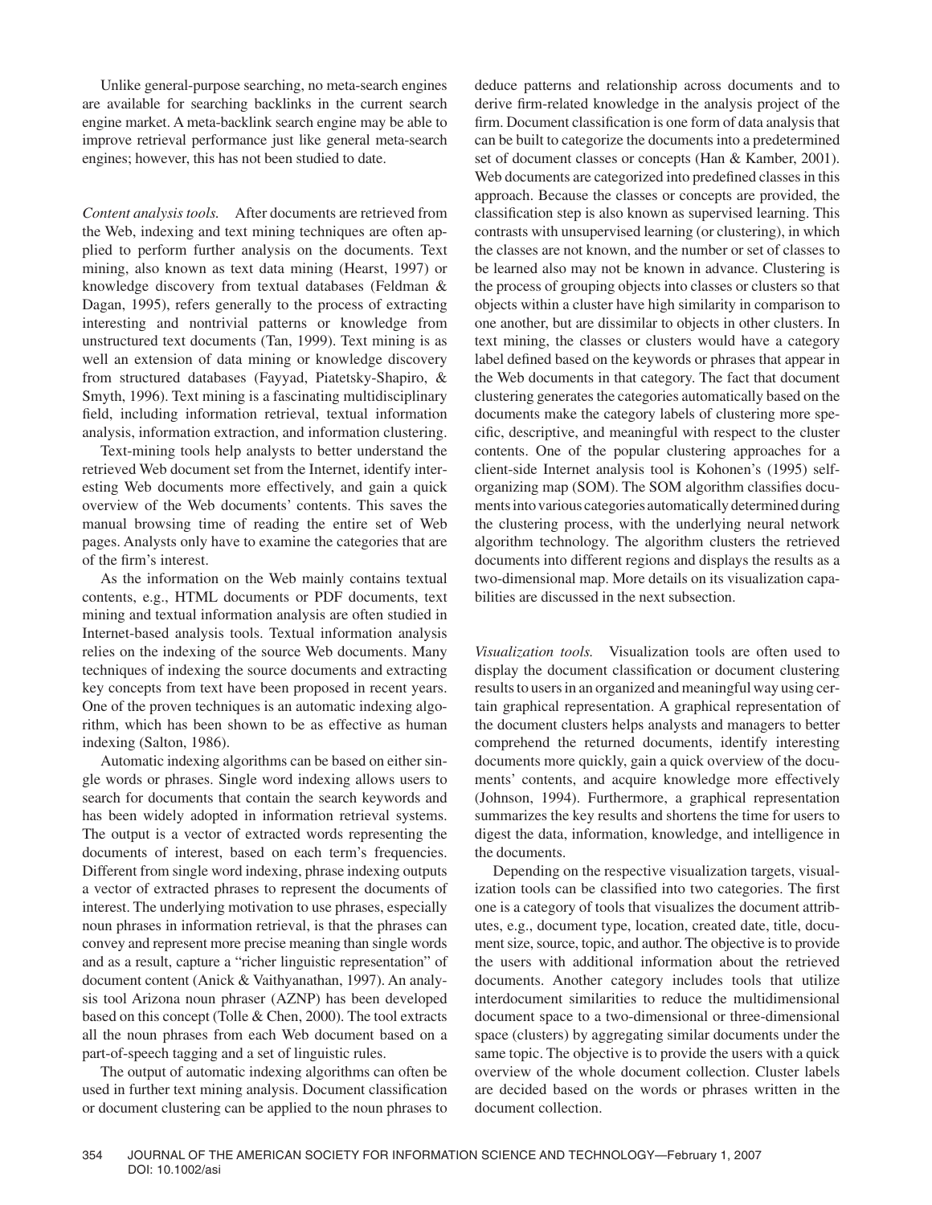Unlike general-purpose searching, no meta-search engines are available for searching backlinks in the current search engine market. A meta-backlink search engine may be able to improve retrieval performance just like general meta-search engines; however, this has not been studied to date.

*Content analysis tools.* After documents are retrieved from the Web, indexing and text mining techniques are often applied to perform further analysis on the documents. Text mining, also known as text data mining (Hearst, 1997) or knowledge discovery from textual databases (Feldman & Dagan, 1995), refers generally to the process of extracting interesting and nontrivial patterns or knowledge from unstructured text documents (Tan, 1999). Text mining is as well an extension of data mining or knowledge discovery from structured databases (Fayyad, Piatetsky-Shapiro, & Smyth, 1996). Text mining is a fascinating multidisciplinary field, including information retrieval, textual information analysis, information extraction, and information clustering.

Text-mining tools help analysts to better understand the retrieved Web document set from the Internet, identify interesting Web documents more effectively, and gain a quick overview of the Web documents' contents. This saves the manual browsing time of reading the entire set of Web pages. Analysts only have to examine the categories that are of the firm's interest.

As the information on the Web mainly contains textual contents, e.g., HTML documents or PDF documents, text mining and textual information analysis are often studied in Internet-based analysis tools. Textual information analysis relies on the indexing of the source Web documents. Many techniques of indexing the source documents and extracting key concepts from text have been proposed in recent years. One of the proven techniques is an automatic indexing algorithm, which has been shown to be as effective as human indexing (Salton, 1986).

Automatic indexing algorithms can be based on either single words or phrases. Single word indexing allows users to search for documents that contain the search keywords and has been widely adopted in information retrieval systems. The output is a vector of extracted words representing the documents of interest, based on each term's frequencies. Different from single word indexing, phrase indexing outputs a vector of extracted phrases to represent the documents of interest. The underlying motivation to use phrases, especially noun phrases in information retrieval, is that the phrases can convey and represent more precise meaning than single words and as a result, capture a "richer linguistic representation" of document content (Anick & Vaithyanathan, 1997). An analysis tool Arizona noun phraser (AZNP) has been developed based on this concept (Tolle & Chen, 2000). The tool extracts all the noun phrases from each Web document based on a part-of-speech tagging and a set of linguistic rules.

The output of automatic indexing algorithms can often be used in further text mining analysis. Document classification or document clustering can be applied to the noun phrases to deduce patterns and relationship across documents and to derive firm-related knowledge in the analysis project of the firm. Document classification is one form of data analysis that can be built to categorize the documents into a predetermined set of document classes or concepts (Han & Kamber, 2001). Web documents are categorized into predefined classes in this approach. Because the classes or concepts are provided, the classification step is also known as supervised learning. This contrasts with unsupervised learning (or clustering), in which the classes are not known, and the number or set of classes to be learned also may not be known in advance. Clustering is the process of grouping objects into classes or clusters so that objects within a cluster have high similarity in comparison to one another, but are dissimilar to objects in other clusters. In text mining, the classes or clusters would have a category label defined based on the keywords or phrases that appear in the Web documents in that category. The fact that document clustering generates the categories automatically based on the documents make the category labels of clustering more specific, descriptive, and meaningful with respect to the cluster contents. One of the popular clustering approaches for a client-side Internet analysis tool is Kohonen's (1995) self-organizing map (SOM). The SOM algorithm classifies documents into various categories automatically determined during the clustering process, with the underlying neural network algorithm technology. The algorithm clusters the retrieved documents into different regions and displays the results as a two-dimensional map. More details on its visualization capabilities are discussed in the next subsection.

*Visualization tools.* Visualization tools are often used to display the document classification or document clustering results to users in an organized and meaningful way using certain graphical representation. A graphical representation of the document clusters helps analysts and managers to better comprehend the returned documents, identify interesting documents more quickly, gain a quick overview of the documents' contents, and acquire knowledge more effectively (Johnson, 1994). Furthermore, a graphical representation summarizes the key results and shortens the time for users to digest the data, information, knowledge, and intelligence in the documents.

Depending on the respective visualization targets, visualization tools can be classified into two categories. The first one is a category of tools that visualizes the document attributes, e.g., document type, location, created date, title, document size, source, topic, and author. The objective is to provide the users with additional information about the retrieved documents. Another category includes tools that utilize interdocument similarities to reduce the multidimensional document space to a two-dimensional or three-dimensional space (clusters) by aggregating similar documents under the same topic. The objective is to provide the users with a quick overview of the whole document collection. Cluster labels are decided based on the words or phrases written in the document collection.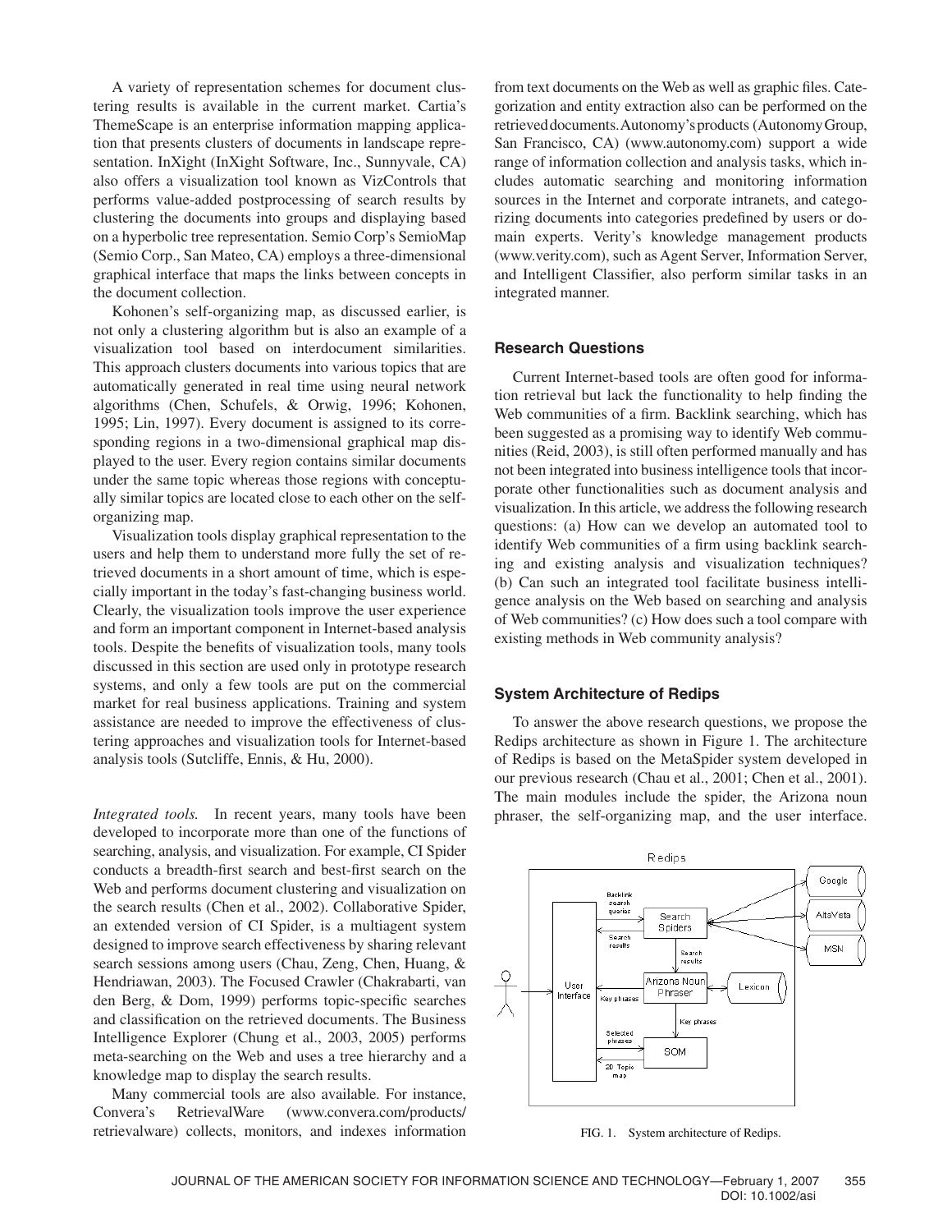A variety of representation schemes for document clustering results is available in the current market. Cartia's ThemeScape is an enterprise information mapping application that presents clusters of documents in landscape representation. InXight (InXight Software, Inc., Sunnyvale, CA) also offers a visualization tool known as VizControls that performs value-added postprocessing of search results by clustering the documents into groups and displaying based on a hyperbolic tree representation. Semio Corp's SemioMap (Semio Corp., San Mateo, CA) employs a three-dimensional graphical interface that maps the links between concepts in the document collection.

Kohonen's self-organizing map, as discussed earlier, is not only a clustering algorithm but is also an example of a visualization tool based on interdocument similarities. This approach clusters documents into various topics that are automatically generated in real time using neural network algorithms (Chen, Schufels, & Orwig, 1996; Kohonen, 1995; Lin, 1997). Every document is assigned to its corresponding regions in a two-dimensional graphical map displayed to the user. Every region contains similar documents under the same topic whereas those regions with conceptually similar topics are located close to each other on the self-organizing map.

Visualization tools display graphical representation to the users and help them to understand more fully the set of retrieved documents in a short amount of time, which is especially important in the today's fast-changing business world. Clearly, the visualization tools improve the user experience and form an important component in Internet-based analysis tools. Despite the benefits of visualization tools, many tools discussed in this section are used only in prototype research systems, and only a few tools are put on the commercial market for real business applications. Training and system assistance are needed to improve the effectiveness of clustering approaches and visualization tools for Internet-based analysis tools (Sutcliffe, Ennis, & Hu, 2000).

*Integrated tools.* In recent years, many tools have been developed to incorporate more than one of the functions of searching, analysis, and visualization. For example, CI Spider conducts a breadth-first search and best-first search on the Web and performs document clustering and visualization on the search results (Chen et al., 2002). Collaborative Spider, an extended version of CI Spider, is a multiagent system designed to improve search effectiveness by sharing relevant search sessions among users (Chau, Zeng, Chen, Huang, & Hendriawan, 2003). The Focused Crawler (Chakrabarti, van den Berg, & Dom, 1999) performs topic-specific searches and classification on the retrieved documents. The Business Intelligence Explorer (Chung et al., 2003, 2005) performs meta-searching on the Web and uses a tree hierarchy and a knowledge map to display the search results.

Many commercial tools are also available. For instance, Convera's RetrievalWare (www.convera.com/products/retrievalware) collects, monitors, and indexes information from text documents on the Web as well as graphic files. Categorization and entity extraction also can be performed on the retrieved documents. Autonomy's products (Autonomy Group, San Francisco, CA) (www.autonomy.com) support a wide range of information collection and analysis tasks, which includes automatic searching and monitoring information sources in the Internet and corporate intranets, and categorizing documents into categories predefined by users or domain experts. Verity's knowledge management products (www.verity.com), such as Agent Server, Information Server, and Intelligent Classifier, also perform similar tasks in an integrated manner.

## Research Questions

Current Internet-based tools are often good for information retrieval but lack the functionality to help finding the Web communities of a firm. Backlink searching, which has been suggested as a promising way to identify Web communities (Reid, 2003), is still often performed manually and has not been integrated into business intelligence tools that incorporate other functionalities such as document analysis and visualization. In this article, we address the following research questions: (a) How can we develop an automated tool to identify Web communities of a firm using backlink searching and existing analysis and visualization techniques? (b) Can such an integrated tool facilitate business intelligence analysis on the Web based on searching and analysis of Web communities? (c) How does such a tool compare with existing methods in Web community analysis?

## System Architecture of Redips

To answer the above research questions, we propose the Redips architecture as shown in Figure 1. The architecture of Redips is based on the MetaSpider system developed in our previous research (Chau et al., 2001; Chen et al., 2001). The main modules include the spider, the Arizona noun phraser, the self-organizing map, and the user interface.

Redips

Backlink search queries

Search results

Search Spiders

Google

AltaVista

MSN

Search results

User Interface

Arizona Noun Phraser

Lexicon

Key phrases

Key phrases

Selected phrases

SOM

2D Topic map

FIG. 1. System architecture of Redips.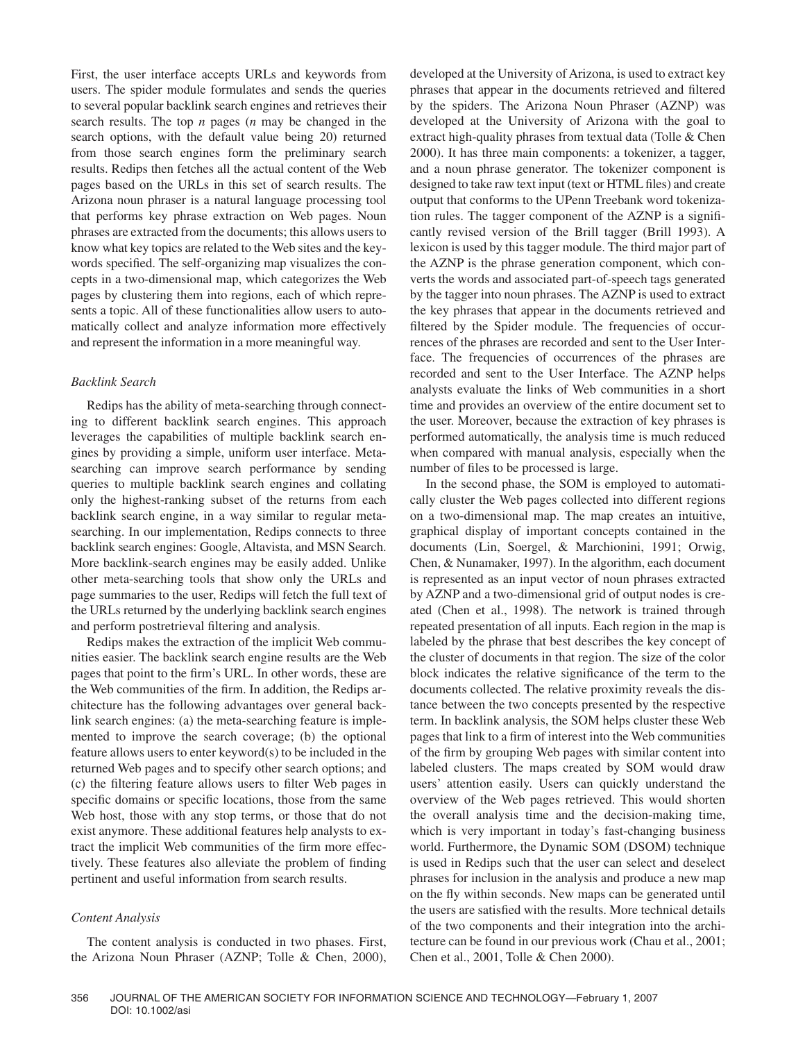First, the user interface accepts URLs and keywords from users. The spider module formulates and sends the queries to several popular backlink search engines and retrieves their search results. The top *n* pages (*n* may be changed in the search options, with the default value being 20) returned from those search engines form the preliminary search results. Redips then fetches all the actual content of the Web pages based on the URLs in this set of search results. The Arizona noun phraser is a natural language processing tool that performs key phrase extraction on Web pages. Noun phrases are extracted from the documents; this allows users to know what key topics are related to the Web sites and the keywords specified. The self-organizing map visualizes the concepts in a two-dimensional map, which categorizes the Web pages by clustering them into regions, each of which represents a topic. All of these functionalities allow users to automatically collect and analyze information more effectively and represent the information in a more meaningful way.

### *Backlink Search*

Redips has the ability of meta-searching through connecting to different backlink search engines. This approach leverages the capabilities of multiple backlink search engines by providing a simple, uniform user interface. Meta-searching can improve search performance by sending queries to multiple backlink search engines and collating only the highest-ranking subset of the returns from each backlink search engine, in a way similar to regular meta-searching. In our implementation, Redips connects to three backlink search engines: Google, Altavista, and MSN Search. More backlink-search engines may be easily added. Unlike other meta-searching tools that show only the URLs and page summaries to the user, Redips will fetch the full text of the URLs returned by the underlying backlink search engines and perform postretrieval filtering and analysis.

Redips makes the extraction of the implicit Web communities easier. The backlink search engine results are the Web pages that point to the firm's URL. In other words, these are the Web communities of the firm. In addition, the Redips architecture has the following advantages over general backlink search engines: (a) the meta-searching feature is implemented to improve the search coverage; (b) the optional feature allows users to enter keyword(s) to be included in the returned Web pages and to specify other search options; and (c) the filtering feature allows users to filter Web pages in specific domains or specific locations, those from the same Web host, those with any stop terms, or those that do not exist anymore. These additional features help analysts to extract the implicit Web communities of the firm more effectively. These features also alleviate the problem of finding pertinent and useful information from search results.

### *Content Analysis*

The content analysis is conducted in two phases. First, the Arizona Noun Phraser (AZNP; Tolle & Chen, 2000), developed at the University of Arizona, is used to extract key phrases that appear in the documents retrieved and filtered by the spiders. The Arizona Noun Phraser (AZNP) was developed at the University of Arizona with the goal to extract high-quality phrases from textual data (Tolle & Chen 2000). It has three main components: a tokenizer, a tagger, and a noun phrase generator. The tokenizer component is designed to take raw text input (text or HTML files) and create output that conforms to the UPenn Treebank word tokenization rules. The tagger component of the AZNP is a significantly revised version of the Brill tagger (Brill 1993). A lexicon is used by this tagger module. The third major part of the AZNP is the phrase generation component, which converts the words and associated part-of-speech tags generated by the tagger into noun phrases. The AZNP is used to extract the key phrases that appear in the documents retrieved and filtered by the Spider module. The frequencies of occurrences of the phrases are recorded and sent to the User Interface. The frequencies of occurrences of the phrases are recorded and sent to the User Interface. The AZNP helps analysts evaluate the links of Web communities in a short time and provides an overview of the entire document set to the user. Moreover, because the extraction of key phrases is performed automatically, the analysis time is much reduced when compared with manual analysis, especially when the number of files to be processed is large.

In the second phase, the SOM is employed to automatically cluster the Web pages collected into different regions on a two-dimensional map. The map creates an intuitive, graphical display of important concepts contained in the documents (Lin, Soergel, & Marchionini, 1991; Orwig, Chen, & Nunamaker, 1997). In the algorithm, each document is represented as an input vector of noun phrases extracted by AZNP and a two-dimensional grid of output nodes is created (Chen et al., 1998). The network is trained through repeated presentation of all inputs. Each region in the map is labeled by the phrase that best describes the key concept of the cluster of documents in that region. The size of the color block indicates the relative significance of the term to the documents collected. The relative proximity reveals the distance between the two concepts presented by the respective term. In backlink analysis, the SOM helps cluster these Web pages that link to a firm of interest into the Web communities of the firm by grouping Web pages with similar content into labeled clusters. The maps created by SOM would draw users' attention easily. Users can quickly understand the overview of the Web pages retrieved. This would shorten the overall analysis time and the decision-making time, which is very important in today's fast-changing business world. Furthermore, the Dynamic SOM (DSOM) technique is used in Redips such that the user can select and deselect phrases for inclusion in the analysis and produce a new map on the fly within seconds. New maps can be generated until the users are satisfied with the results. More technical details of the two components and their integration into the architecture can be found in our previous work (Chau et al., 2001; Chen et al., 2001, Tolle & Chen 2000).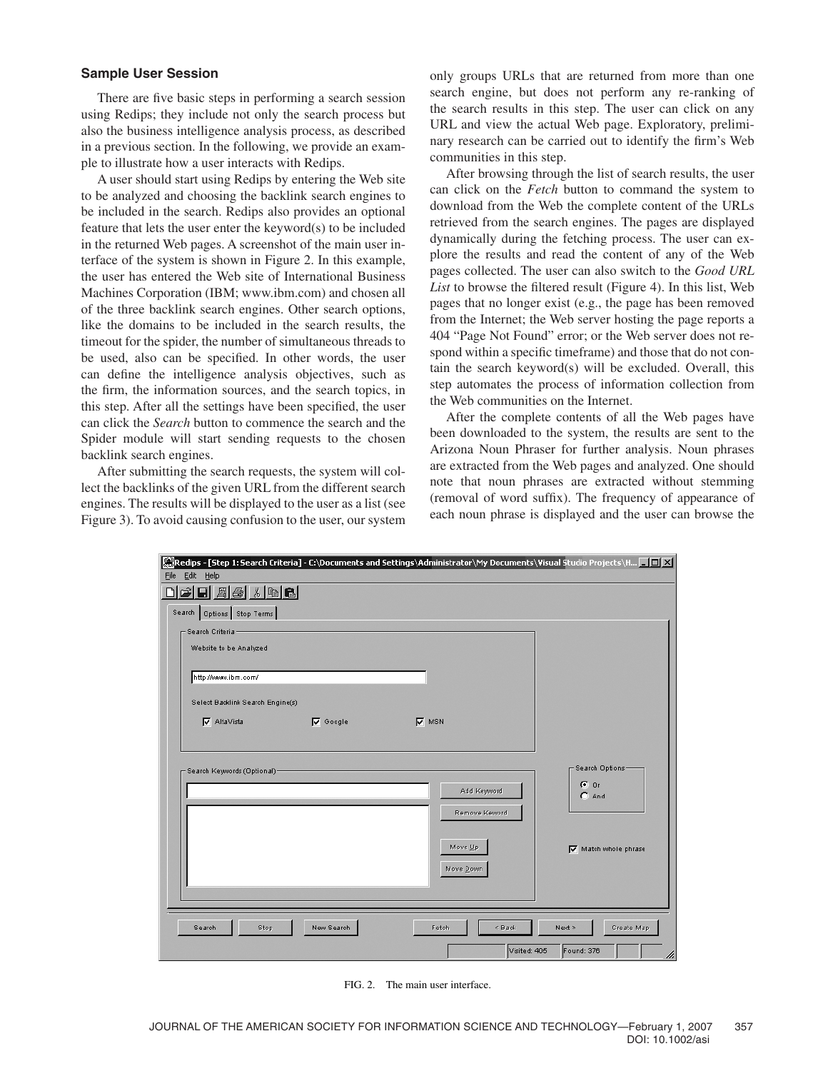### Sample User Session

There are five basic steps in performing a search session using Redips; they include not only the search process but also the business intelligence analysis process, as described in a previous section. In the following, we provide an example to illustrate how a user interacts with Redips.

A user should start using Redips by entering the Web site to be analyzed and choosing the backlink search engines to be included in the search. Redips also provides an optional feature that lets the user enter the keyword(s) to be included in the returned Web pages. A screenshot of the main user interface of the system is shown in Figure 2. In this example, the user has entered the Web site of International Business Machines Corporation (IBM; www.ibm.com) and chosen all of the three backlink search engines. Other search options, like the domains to be included in the search results, the timeout for the spider, the number of simultaneous threads to be used, also can be specified. In other words, the user can define the intelligence analysis objectives, such as the firm, the information sources, and the search topics, in this step. After all the settings have been specified, the user can click the *Search* button to commence the search and the Spider module will start sending requests to the chosen backlink search engines.

After submitting the search requests, the system will collect the backlinks of the given URL from the different search engines. The results will be displayed to the user as a list (see Figure 3). To avoid causing confusion to the user, our system only groups URLs that are returned from more than one search engine, but does not perform any re-ranking of the search results in this step. The user can click on any URL and view the actual Web page. Exploratory, preliminary research can be carried out to identify the firm's Web communities in this step.

After browsing through the list of search results, the user can click on the *Fetch* button to command the system to download from the Web the complete content of the URLs retrieved from the search engines. The pages are displayed dynamically during the fetching process. The user can explore the results and read the content of any of the Web pages collected. The user can also switch to the *Good URL List* to browse the filtered result (Figure 4). In this list, Web pages that no longer exist (e.g., the page has been removed from the Internet; the Web server hosting the page reports a 404 "Page Not Found" error; or the Web server does not respond within a specific timeframe) and those that do not contain the search keyword(s) will be excluded. Overall, this step automates the process of information collection from the Web communities on the Internet.

After the complete contents of all the Web pages have been downloaded to the system, the results are sent to the Arizona Noun Phraser for further analysis. Noun phrases are extracted from the Web pages and analyzed. One should note that noun phrases are extracted without stemming (removal of word suffix). The frequency of appearance of each noun phrase is displayed and the user can browse the

FIG. 2. The main user interface.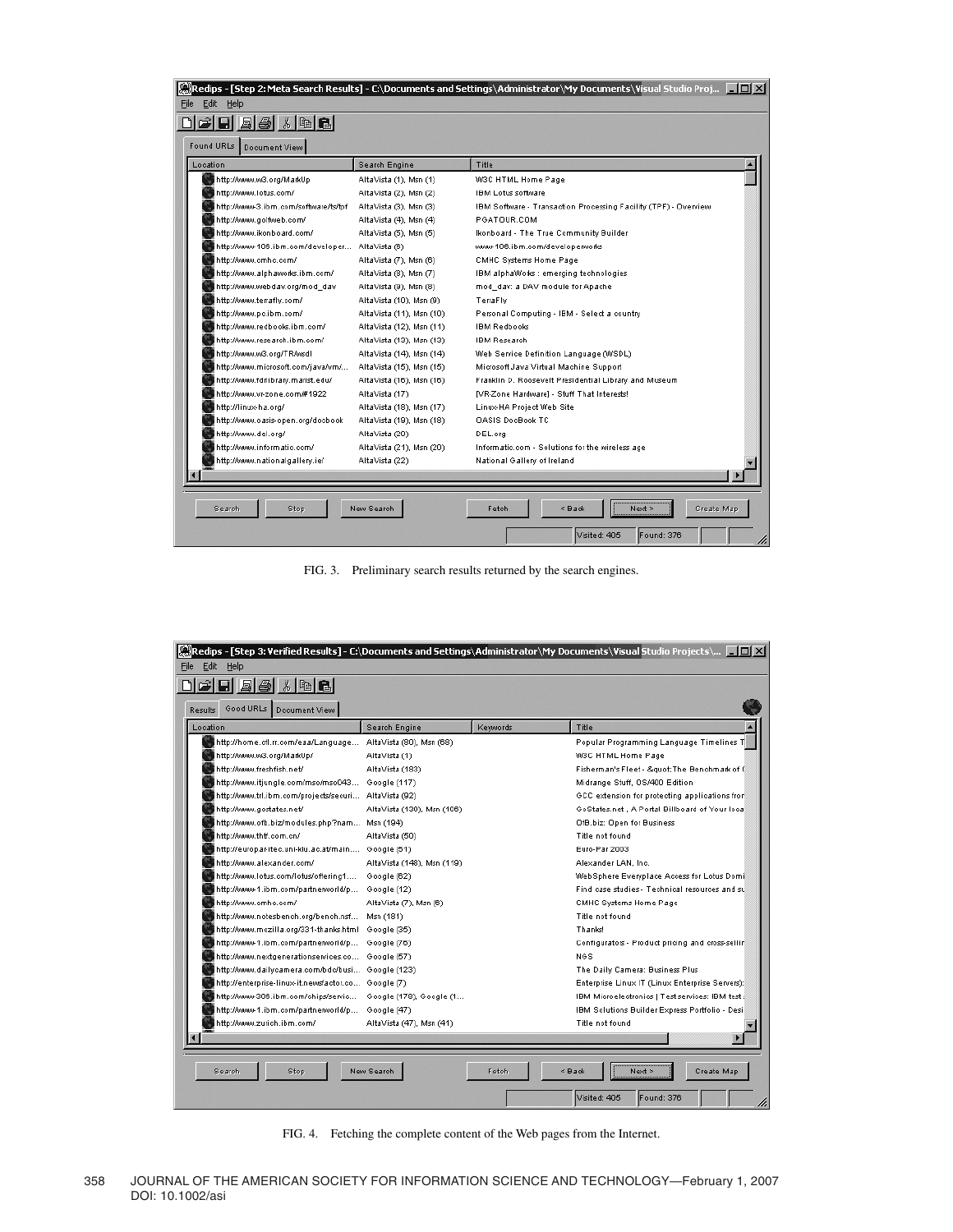FIG. 3. Preliminary search results returned by the search engines.

FIG. 4. Fetching the complete content of the Web pages from the Internet.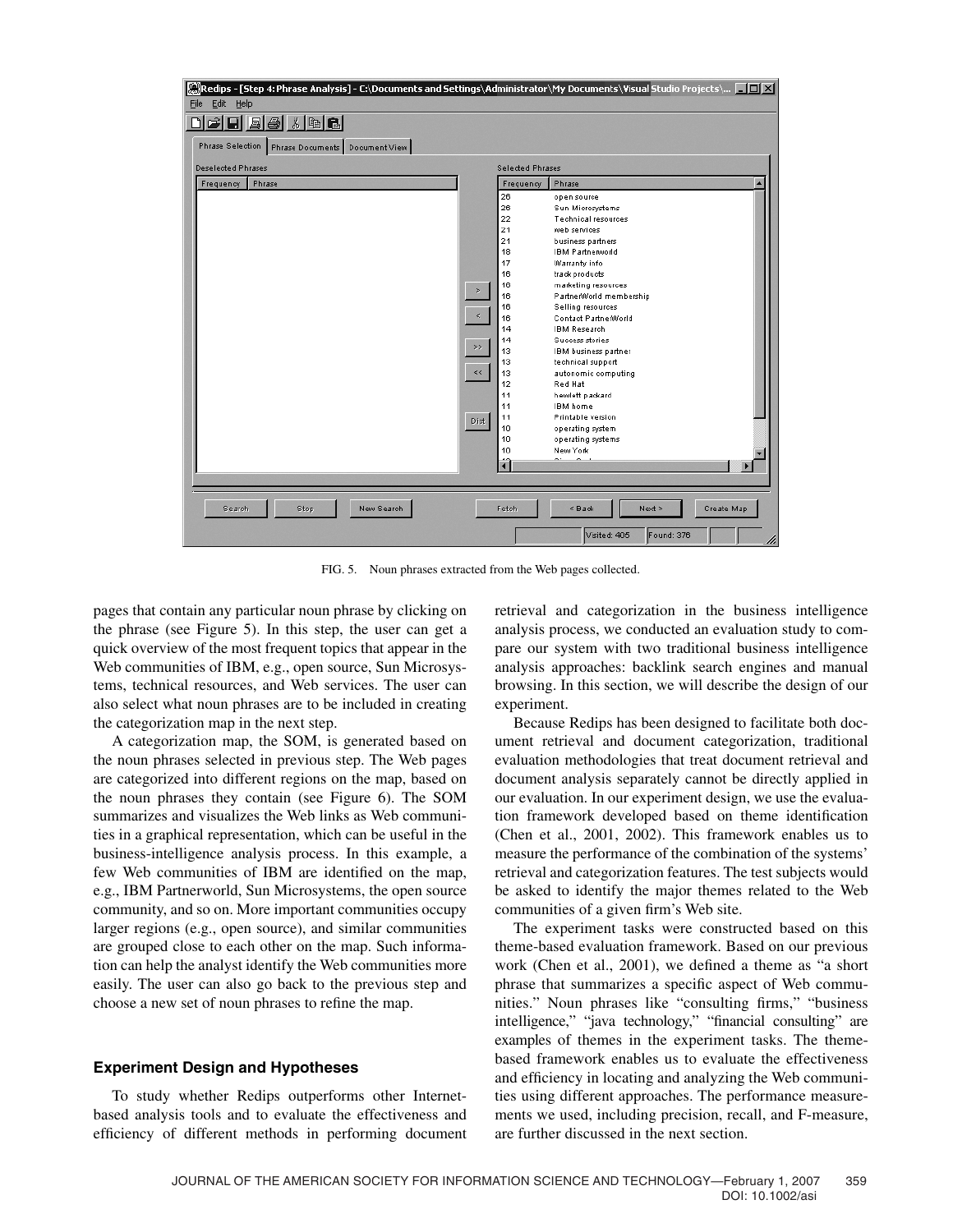FIG. 5. Noun phrases extracted from the Web pages collected.

pages that contain any particular noun phrase by clicking on the phrase (see Figure 5). In this step, the user can get a quick overview of the most frequent topics that appear in the Web communities of IBM, e.g., open source, Sun Microsystems, technical resources, and Web services. The user can also select what noun phrases are to be included in creating the categorization map in the next step.

A categorization map, the SOM, is generated based on the noun phrases selected in previous step. The Web pages are categorized into different regions on the map, based on the noun phrases they contain (see Figure 6). The SOM summarizes and visualizes the Web links as Web communities in a graphical representation, which can be useful in the business-intelligence analysis process. In this example, a few Web communities of IBM are identified on the map, e.g., IBM Partnerworld, Sun Microsystems, the open source community, and so on. More important communities occupy larger regions (e.g., open source), and similar communities are grouped close to each other on the map. Such information can help the analyst identify the Web communities more easily. The user can also go back to the previous step and choose a new set of noun phrases to refine the map.

## Experiment Design and Hypotheses

To study whether Redips outperforms other Internet-based analysis tools and to evaluate the effectiveness and efficiency of different methods in performing document retrieval and categorization in the business intelligence analysis process, we conducted an evaluation study to compare our system with two traditional business intelligence analysis approaches: backlink search engines and manual browsing. In this section, we will describe the design of our experiment.

Because Redips has been designed to facilitate both document retrieval and document categorization, traditional evaluation methodologies that treat document retrieval and document analysis separately cannot be directly applied in our evaluation. In our experiment design, we use the evaluation framework developed based on theme identification (Chen et al., 2001, 2002). This framework enables us to measure the performance of the combination of the systems' retrieval and categorization features. The test subjects would be asked to identify the major themes related to the Web communities of a given firm's Web site.

The experiment tasks were constructed based on this theme-based evaluation framework. Based on our previous work (Chen et al., 2001), we defined a theme as "a short phrase that summarizes a specific aspect of Web communities." Noun phrases like "consulting firms," "business intelligence," "java technology," "financial consulting" are examples of themes in the experiment tasks. The theme-based framework enables us to evaluate the effectiveness and efficiency in locating and analyzing the Web communities using different approaches. The performance measurements we used, including precision, recall, and F-measure, are further discussed in the next section.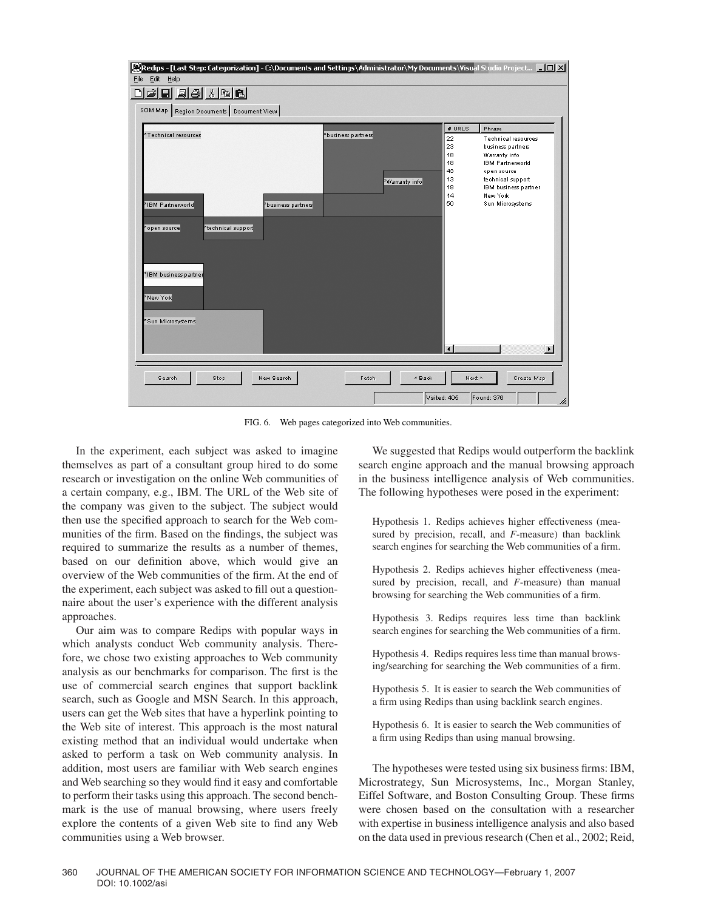FIG. 6. Web pages categorized into Web communities.

In the experiment, each subject was asked to imagine themselves as part of a consultant group hired to do some research or investigation on the online Web communities of a certain company, e.g., IBM. The URL of the Web site of the company was given to the subject. The subject would then use the specified approach to search for the Web communities of the firm. Based on the findings, the subject was required to summarize the results as a number of themes, based on our definition above, which would give an overview of the Web communities of the firm. At the end of the experiment, each subject was asked to fill out a questionnaire about the user's experience with the different analysis approaches.

Our aim was to compare Redips with popular ways in which analysts conduct Web community analysis. Therefore, we chose two existing approaches to Web community analysis as our benchmarks for comparison. The first is the use of commercial search engines that support backlink search, such as Google and MSN Search. In this approach, users can get the Web sites that have a hyperlink pointing to the Web site of interest. This approach is the most natural existing method that an individual would undertake when asked to perform a task on Web community analysis. In addition, most users are familiar with Web search engines and Web searching so they would find it easy and comfortable to perform their tasks using this approach. The second benchmark is the use of manual browsing, where users freely explore the contents of a given Web site to find any Web communities using a Web browser.

We suggested that Redips would outperform the backlink search engine approach and the manual browsing approach in the business intelligence analysis of Web communities. The following hypotheses were posed in the experiment:

Hypothesis 1. Redips achieves higher effectiveness (measured by precision, recall, and *F*-measure) than backlink search engines for searching the Web communities of a firm.

Hypothesis 2. Redips achieves higher effectiveness (measured by precision, recall, and *F*-measure) than manual browsing for searching the Web communities of a firm.

Hypothesis 3. Redips requires less time than backlink search engines for searching the Web communities of a firm.

Hypothesis 4. Redips requires less time than manual browsing/searching for searching the Web communities of a firm.

Hypothesis 5. It is easier to search the Web communities of a firm using Redips than using backlink search engines.

Hypothesis 6. It is easier to search the Web communities of a firm using Redips than using manual browsing.

The hypotheses were tested using six business firms: IBM, Microstrategy, Sun Microsystems, Inc., Morgan Stanley, Eiffel Software, and Boston Consulting Group. These firms were chosen based on the consultation with a researcher with expertise in business intelligence analysis and also based on the data used in previous research (Chen et al., 2002; Reid,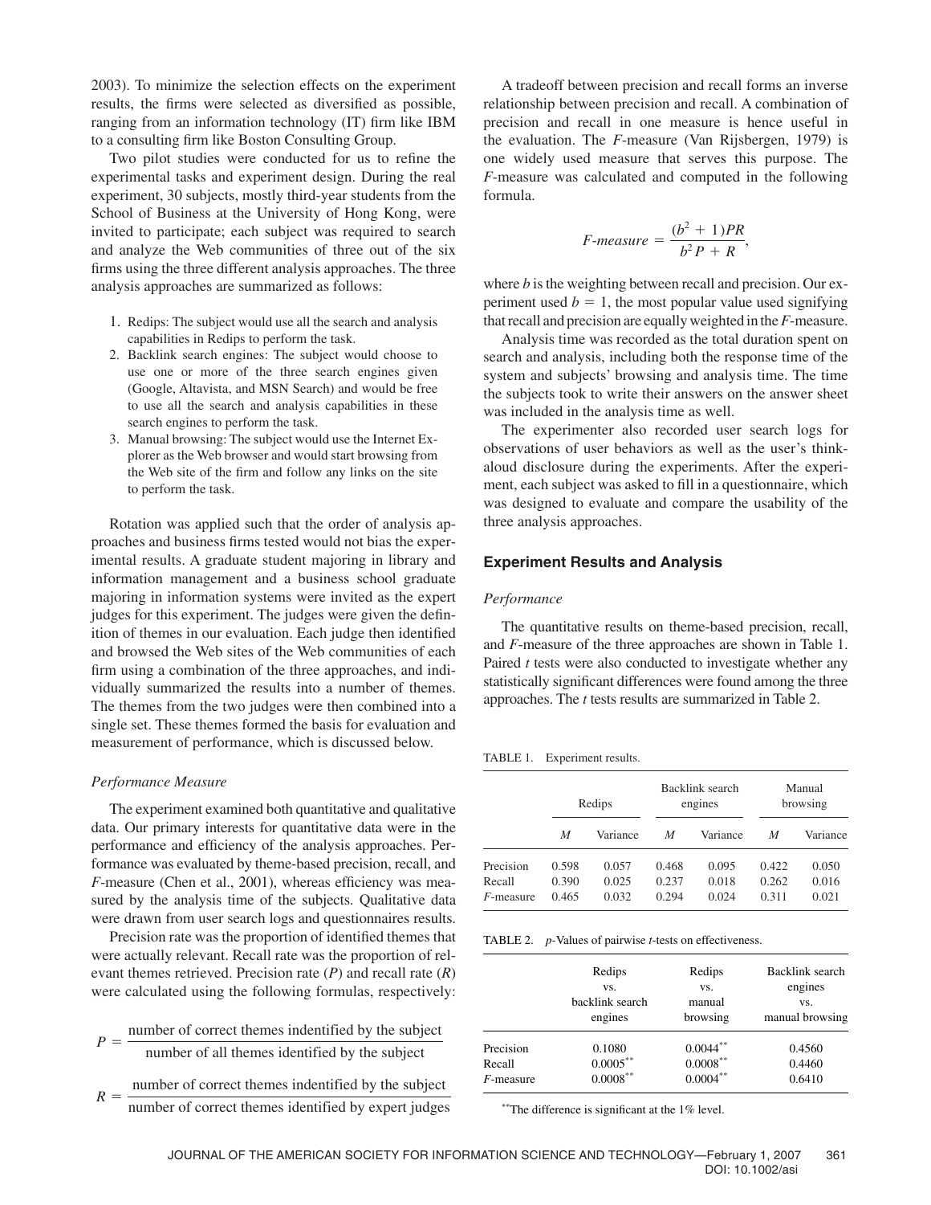2003). To minimize the selection effects on the experiment results, the firms were selected as diversified as possible, ranging from an information technology (IT) firm like IBM to a consulting firm like Boston Consulting Group.

Two pilot studies were conducted for us to refine the experimental tasks and experiment design. During the real experiment, 30 subjects, mostly third-year students from the School of Business at the University of Hong Kong, were invited to participate; each subject was required to search and analyze the Web communities of three out of the six firms using the three different analysis approaches. The three analysis approaches are summarized as follows:

1. Redips: The subject would use all the search and analysis capabilities in Redips to perform the task.
2. Backlink search engines: The subject would choose to use one or more of the three search engines given (Google, Altavista, and MSN Search) and would be free to use all the search and analysis capabilities in these search engines to perform the task.
3. Manual browsing: The subject would use the Internet Explorer as the Web browser and would start browsing from the Web site of the firm and follow any links on the site to perform the task.

Rotation was applied such that the order of analysis approaches and business firms tested would not bias the experimental results. A graduate student majoring in library and information management and a business school graduate majoring in information systems were invited as the expert judges for this experiment. The judges were given the definition of themes in our evaluation. Each judge then identified and browsed the Web sites of the Web communities of each firm using a combination of the three approaches, and individually summarized the results into a number of themes. The themes from the two judges were then combined into a single set. These themes formed the basis for evaluation and measurement of performance, which is discussed below.

### *Performance Measure*

The experiment examined both quantitative and qualitative data. Our primary interests for quantitative data were in the performance and efficiency of the analysis approaches. Performance was evaluated by theme-based precision, recall, and *F*-measure (Chen et al., 2001), whereas efficiency was measured by the analysis time of the subjects. Qualitative data were drawn from user search logs and questionnaires results.

Precision rate was the proportion of identified themes that were actually relevant. Recall rate was the proportion of relevant themes retrieved. Precision rate ($P$) and recall rate ($R$) were calculated using the following formulas, respectively:

$$P = \frac{\text{number of correct themes indentified by the subject}}{\text{number of all themes identified by the subject}}$$

$$R = \frac{\text{number of correct themes indentified by the subject}}{\text{number of correct themes identified by expert judges}}$$

A tradeoff between precision and recall forms an inverse relationship between precision and recall. A combination of precision and recall in one measure is hence useful in the evaluation. The *F*-measure (Van Rijsbergen, 1979) is one widely used measure that serves this purpose. The *F*-measure was calculated and computed in the following formula.

$$F\text{-}measure = \frac{(b^2 + 1)PR}{b^2 P + R},$$

where $b$ is the weighting between recall and precision. Our experiment used $b = 1$, the most popular value used signifying that recall and precision are equally weighted in the *F*-measure.

Analysis time was recorded as the total duration spent on search and analysis, including both the response time of the system and subjects' browsing and analysis time. The time the subjects took to write their answers on the answer sheet was included in the analysis time as well.

The experimenter also recorded user search logs for observations of user behaviors as well as the user's think-aloud disclosure during the experiments. After the experiment, each subject was asked to fill in a questionnaire, which was designed to evaluate and compare the usability of the three analysis approaches.

## Experiment Results and Analysis

### *Performance*

The quantitative results on theme-based precision, recall, and *F*-measure of the three approaches are shown in Table 1. Paired *t* tests were also conducted to investigate whether any statistically significant differences were found among the three approaches. The *t* tests results are summarized in Table 2.

TABLE 1. Experiment results.

| | Redips | | Backlink search engines | | Manual browsing | |
|---|---|---|---|---|---|---|
| | *M* | Variance | *M* | Variance | *M* | Variance |
| Precision | 0.598 | 0.057 | 0.468 | 0.095 | 0.422 | 0.050 |
| Recall | 0.390 | 0.025 | 0.237 | 0.018 | 0.262 | 0.016 |
| *F*-measure | 0.465 | 0.032 | 0.294 | 0.024 | 0.311 | 0.021 |

TABLE 2. *p*-Values of pairwise *t*-tests on effectiveness.

| | Redips vs. backlink search engines | Redips vs. manual browsing | Backlink search engines vs. manual browsing |
|---|---|---|---|
| Precision | 0.1080 | 0.0044** | 0.4560 |
| Recall | 0.0005** | 0.0008** | 0.4460 |
| *F*-measure | 0.0008** | 0.0004** | 0.6410 |

**The difference is significant at the 1% level.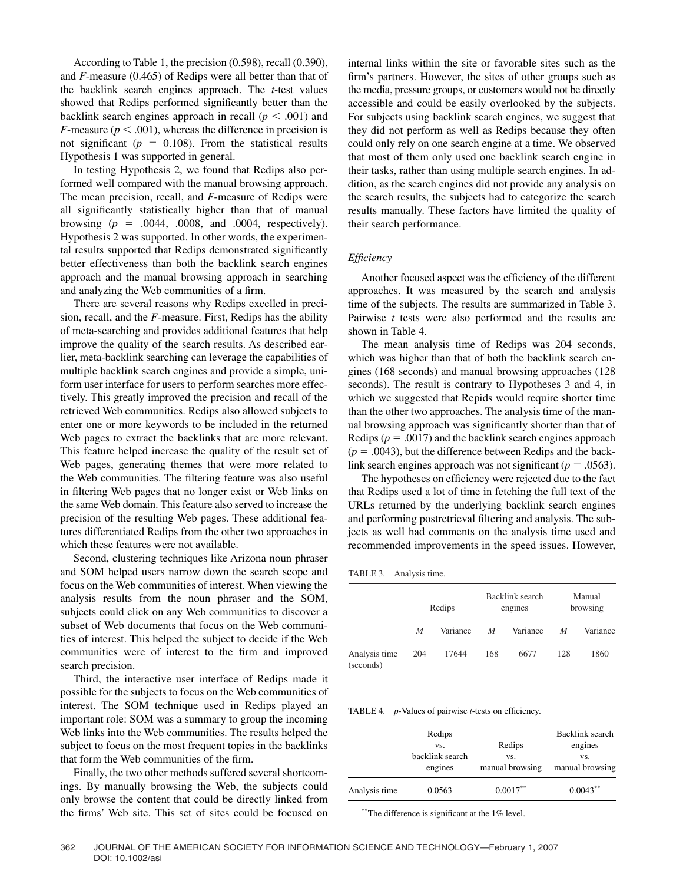According to Table 1, the precision (0.598), recall (0.390), and *F*-measure (0.465) of Redips were all better than that of the backlink search engines approach. The *t*-test values showed that Redips performed significantly better than the backlink search engines approach in recall ($p < .001$) and *F*-measure ($p < .001$), whereas the difference in precision is not significant ($p = 0.108$). From the statistical results Hypothesis 1 was supported in general.

In testing Hypothesis 2, we found that Redips also performed well compared with the manual browsing approach. The mean precision, recall, and *F*-measure of Redips were all significantly statistically higher than that of manual browsing ($p = .0044$, $.0008$, and $.0004$, respectively). Hypothesis 2 was supported. In other words, the experimental results supported that Redips demonstrated significantly better effectiveness than both the backlink search engines approach and the manual browsing approach in searching and analyzing the Web communities of a firm.

There are several reasons why Redips excelled in precision, recall, and the *F*-measure. First, Redips has the ability of meta-searching and provides additional features that help improve the quality of the search results. As described earlier, meta-backlink searching can leverage the capabilities of multiple backlink search engines and provide a simple, uniform user interface for users to perform searches more effectively. This greatly improved the precision and recall of the retrieved Web communities. Redips also allowed subjects to enter one or more keywords to be included in the returned Web pages to extract the backlinks that are more relevant. This feature helped increase the quality of the result set of Web pages, generating themes that were more related to the Web communities. The filtering feature was also useful in filtering Web pages that no longer exist or Web links on the same Web domain. This feature also served to increase the precision of the resulting Web pages. These additional features differentiated Redips from the other two approaches in which these features were not available.

Second, clustering techniques like Arizona noun phraser and SOM helped users narrow down the search scope and focus on the Web communities of interest. When viewing the analysis results from the noun phraser and the SOM, subjects could click on any Web communities to discover a subset of Web documents that focus on the Web communities of interest. This helped the subject to decide if the Web communities were of interest to the firm and improved search precision.

Third, the interactive user interface of Redips made it possible for the subjects to focus on the Web communities of interest. The SOM technique used in Redips played an important role: SOM was a summary to group the incoming Web links into the Web communities. The results helped the subject to focus on the most frequent topics in the backlinks that form the Web communities of the firm.

Finally, the two other methods suffered several shortcomings. By manually browsing the Web, the subjects could only browse the content that could be directly linked from the firms' Web site. This set of sites could be focused on internal links within the site or favorable sites such as the firm's partners. However, the sites of other groups such as the media, pressure groups, or customers would not be directly accessible and could be easily overlooked by the subjects. For subjects using backlink search engines, we suggest that they did not perform as well as Redips because they often could only rely on one search engine at a time. We observed that most of them only used one backlink search engine in their tasks, rather than using multiple search engines. In addition, as the search engines did not provide any analysis on the search results, the subjects had to categorize the search results manually. These factors have limited the quality of their search performance.

### *Efficiency*

Another focused aspect was the efficiency of the different approaches. It was measured by the search and analysis time of the subjects. The results are summarized in Table 3. Pairwise *t* tests were also performed and the results are shown in Table 4.

The mean analysis time of Redips was 204 seconds, which was higher than that of both the backlink search engines (168 seconds) and manual browsing approaches (128 seconds). The result is contrary to Hypotheses 3 and 4, in which we suggested that Repids would require shorter time than the other two approaches. The analysis time of the manual browsing approach was significantly shorter than that of Redips ($p = .0017$) and the backlink search engines approach ($p = .0043$), but the difference between Redips and the backlink search engines approach was not significant ($p = .0563$).

The hypotheses on efficiency were rejected due to the fact that Redips used a lot of time in fetching the full text of the URLs returned by the underlying backlink search engines and performing postretrieval filtering and analysis. The subjects as well had comments on the analysis time used and recommended improvements in the speed issues. However,

TABLE 3. Analysis time.

| | Redips | | Backlink search engines | | Manual browsing | |
|---|---|---|---|---|---|---|
| | *M* | Variance | *M* | Variance | *M* | Variance |
| Analysis time (seconds) | 204 | 17644 | 168 | 6677 | 128 | 1860 |

TABLE 4. *p*-Values of pairwise *t*-tests on efficiency.

| | Redips vs. backlink search engines | Redips vs. manual browsing | Backlink search engines vs. manual browsing |
|---|---|---|---|
| Analysis time | 0.0563 | 0.0017** | 0.0043** |

**The difference is significant at the 1% level.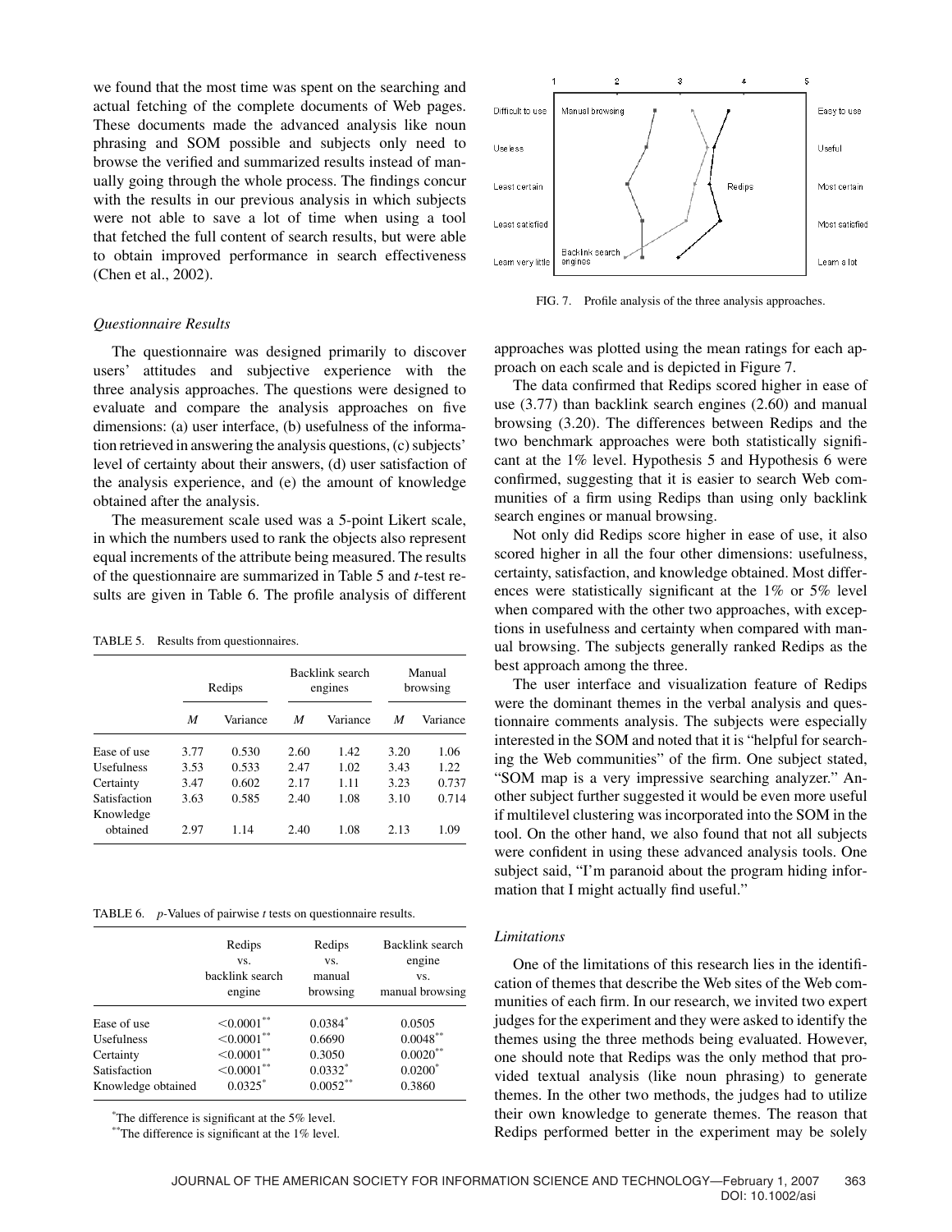we found that the most time was spent on the searching and actual fetching of the complete documents of Web pages. These documents made the advanced analysis like noun phrasing and SOM possible and subjects only need to browse the verified and summarized results instead of manually going through the whole process. The findings concur with the results in our previous analysis in which subjects were not able to save a lot of time when using a tool that fetched the full content of search results, but were able to obtain improved performance in search effectiveness (Chen et al., 2002).

### *Questionnaire Results*

The questionnaire was designed primarily to discover users' attitudes and subjective experience with the three analysis approaches. The questions were designed to evaluate and compare the analysis approaches on five dimensions: (a) user interface, (b) usefulness of the information retrieved in answering the analysis questions, (c) subjects' level of certainty about their answers, (d) user satisfaction of the analysis experience, and (e) the amount of knowledge obtained after the analysis.

The measurement scale used was a 5-point Likert scale, in which the numbers used to rank the objects also represent equal increments of the attribute being measured. The results of the questionnaire are summarized in Table 5 and *t*-test results are given in Table 6. The profile analysis of different approaches was plotted using the mean ratings for each approach on each scale and is depicted in Figure 7.

TABLE 5. Results from questionnaires.

| | Redips | | Backlink search engines | | Manual browsing | |
|---|---|---|---|---|---|---|
| | *M* | Variance | *M* | Variance | *M* | Variance |
| Ease of use | 3.77 | 0.530 | 2.60 | 1.42 | 3.20 | 1.06 |
| Usefulness | 3.53 | 0.533 | 2.47 | 1.02 | 3.43 | 1.22 |
| Certainty | 3.47 | 0.602 | 2.17 | 1.11 | 3.23 | 0.737 |
| Satisfaction | 3.63 | 0.585 | 2.40 | 1.08 | 3.10 | 0.714 |
| Knowledge obtained | 2.97 | 1.14 | 2.40 | 1.08 | 2.13 | 1.09 |

TABLE 6. *p*-Values of pairwise *t* tests on questionnaire results.

| | Redips vs. backlink search engine | Redips vs. manual browsing | Backlink search engine vs. manual browsing |
|---|---|---|---|
| Ease of use | <0.0001** | 0.0384* | 0.0505 |
| Usefulness | <0.0001** | 0.6690 | 0.0048** |
| Certainty | <0.0001** | 0.3050 | 0.0020** |
| Satisfaction | <0.0001** | 0.0332* | 0.0200* |
| Knowledge obtained | 0.0325* | 0.0052** | 0.3860 |

*The difference is significant at the 5% level.
**The difference is significant at the 1% level.

1 2 3 4 5
Difficult to use — Easy to use
Useless — Useful
Least certain — Most certain
Least satisfied — Most satisfied
Learn very little — Learn a lot
Manual browsing
Redips
Backlink search engines

FIG. 7. Profile analysis of the three analysis approaches.

The data confirmed that Redips scored higher in ease of use (3.77) than backlink search engines (2.60) and manual browsing (3.20). The differences between Redips and the two benchmark approaches were both statistically significant at the 1% level. Hypothesis 5 and Hypothesis 6 were confirmed, suggesting that it is easier to search Web communities of a firm using Redips than using only backlink search engines or manual browsing.

Not only did Redips score higher in ease of use, it also scored higher in all the four other dimensions: usefulness, certainty, satisfaction, and knowledge obtained. Most differences were statistically significant at the 1% or 5% level when compared with the other two approaches, with exceptions in usefulness and certainty when compared with manual browsing. The subjects generally ranked Redips as the best approach among the three.

The user interface and visualization feature of Redips were the dominant themes in the verbal analysis and questionnaire comments analysis. The subjects were especially interested in the SOM and noted that it is "helpful for searching the Web communities" of the firm. One subject stated, "SOM map is a very impressive searching analyzer." Another subject further suggested it would be even more useful if multilevel clustering was incorporated into the SOM in the tool. On the other hand, we also found that not all subjects were confident in using these advanced analysis tools. One subject said, "I'm paranoid about the program hiding information that I might actually find useful."

### *Limitations*

One of the limitations of this research lies in the identification of themes that describe the Web sites of the Web communities of each firm. In our research, we invited two expert judges for the experiment and they were asked to identify the themes using the three methods being evaluated. However, one should note that Redips was the only method that provided textual analysis (like noun phrasing) to generate themes. In the other two methods, the judges had to utilize their own knowledge to generate themes. The reason that Redips performed better in the experiment may be solely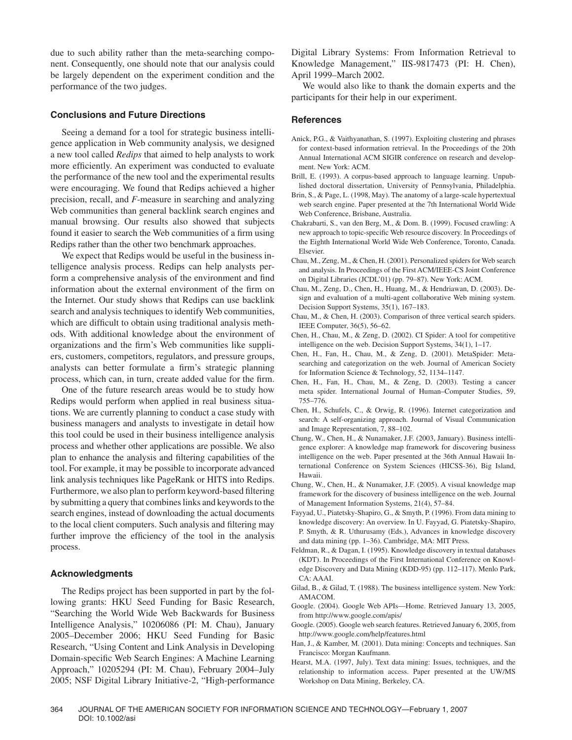due to such ability rather than the meta-searching component. Consequently, one should note that our analysis could be largely dependent on the experiment condition and the performance of the two judges.

## Conclusions and Future Directions

Seeing a demand for a tool for strategic business intelligence application in Web community analysis, we designed a new tool called *Redips* that aimed to help analysts to work more efficiently. An experiment was conducted to evaluate the performance of the new tool and the experimental results were encouraging. We found that Redips achieved a higher precision, recall, and *F*-measure in searching and analyzing Web communities than general backlink search engines and manual browsing. Our results also showed that subjects found it easier to search the Web communities of a firm using Redips rather than the other two benchmark approaches.

We expect that Redips would be useful in the business intelligence analysis process. Redips can help analysts perform a comprehensive analysis of the environment and find information about the external environment of the firm on the Internet. Our study shows that Redips can use backlink search and analysis techniques to identify Web communities, which are difficult to obtain using traditional analysis methods. With additional knowledge about the environment of organizations and the firm's Web communities like suppliers, customers, competitors, regulators, and pressure groups, analysts can better formulate a firm's strategic planning process, which can, in turn, create added value for the firm.

One of the future research areas would be to study how Redips would perform when applied in real business situations. We are currently planning to conduct a case study with business managers and analysts to investigate in detail how this tool could be used in their business intelligence analysis process and whether other applications are possible. We also plan to enhance the analysis and filtering capabilities of the tool. For example, it may be possible to incorporate advanced link analysis techniques like PageRank or HITS into Redips. Furthermore, we also plan to perform keyword-based filtering by submitting a query that combines links and keywords to the search engines, instead of downloading the actual documents to the local client computers. Such analysis and filtering may further improve the efficiency of the tool in the analysis process.

## Acknowledgments

The Redips project has been supported in part by the following grants: HKU Seed Funding for Basic Research, "Searching the World Wide Web Backwards for Business Intelligence Analysis," 10206086 (PI: M. Chau), January 2005–December 2006; HKU Seed Funding for Basic Research, "Using Content and Link Analysis in Developing Domain-specific Web Search Engines: A Machine Learning Approach," 10205294 (PI: M. Chau), February 2004–July 2005; NSF Digital Library Initiative-2, "High-performance Digital Library Systems: From Information Retrieval to Knowledge Management," IIS-9817473 (PI: H. Chen), April 1999–March 2002.

We would also like to thank the domain experts and the participants for their help in our experiment.

## References

Anick, P.G., & Vaithyanathan, S. (1997). Exploiting clustering and phrases for context-based information retrieval. In the Proceedings of the 20th Annual International ACM SIGIR conference on research and development. New York: ACM.

Brill, E. (1993). A corpus-based approach to language learning. Unpublished doctoral dissertation, University of Pennsylvania, Philadelphia.

Brin, S., & Page, L. (1998, May). The anatomy of a large-scale hypertextual web search engine. Paper presented at the 7th International World Wide Web Conference, Brisbane, Australia.

Chakrabarti, S., van den Berg, M., & Dom. B. (1999). Focused crawling: A new approach to topic-specific Web resource discovery. In Proceedings of the Eighth International World Wide Web Conference, Toronto, Canada. Elsevier.

Chau, M., Zeng, M., & Chen, H. (2001). Personalized spiders for Web search and analysis. In Proceedings of the First ACM/IEEE-CS Joint Conference on Digital Libraries (JCDL'01) (pp. 79–87). New York: ACM.

Chau, M., Zeng, D., Chen, H., Huang, M., & Hendriawan, D. (2003). Design and evaluation of a multi-agent collaborative Web mining system. Decision Support Systems, 35(1), 167–183.

Chau, M., & Chen, H. (2003). Comparison of three vertical search spiders. IEEE Computer, 36(5), 56–62.

Chen, H., Chau, M., & Zeng, D. (2002). CI Spider: A tool for competitive intelligence on the web. Decision Support Systems, 34(1), 1–17.

Chen, H., Fan, H., Chau, M., & Zeng, D. (2001). MetaSpider: Metasearching and categorization on the web. Journal of American Society for Information Science & Technology, 52, 1134–1147.

Chen, H., Fan, H., Chau, M., & Zeng, D. (2003). Testing a cancer meta spider. International Journal of Human–Computer Studies, 59, 755–776.

Chen, H., Schufels, C., & Orwig, R. (1996). Internet categorization and search: A self-organizing approach. Journal of Visual Communication and Image Representation, 7, 88–102.

Chung, W., Chen, H., & Nunamaker, J.F. (2003, January). Business intelligence explorer: A knowledge map framework for discovering business intelligence on the web. Paper presented at the 36th Annual Hawaii International Conference on System Sciences (HICSS-36), Big Island, Hawaii.

Chung, W., Chen, H., & Nunamaker, J.F. (2005). A visual knowledge map framework for the discovery of business intelligence on the web. Journal of Management Information Systems, 21(4), 57–84.

Fayyad, U., Piatetsky-Shapiro, G., & Smyth, P. (1996). From data mining to knowledge discovery: An overview. In U. Fayyad, G. Piatetsky-Shapiro, P. Smyth, & R. Uthurusamy (Eds.), Advances in knowledge discovery and data mining (pp. 1–36). Cambridge, MA: MIT Press.

Feldman, R., & Dagan, I. (1995). Knowledge discovery in textual databases (KDT). In Proceedings of the First International Conference on Knowledge Discovery and Data Mining (KDD-95) (pp. 112–117). Menlo Park, CA: AAAI.

Gilad, B., & Gilad, T. (1988). The business intelligence system. New York: AMACOM.

Google. (2004). Google Web APIs—Home. Retrieved January 13, 2005, from http://www.google.com/apis/

Google. (2005). Google web search features. Retrieved January 6, 2005, from http://www.google.com/help/features.html

Han, J., & Kamber, M. (2001). Data mining: Concepts and techniques. San Francisco: Morgan Kaufmann.

Hearst, M.A. (1997, July). Text data mining: Issues, techniques, and the relationship to information access. Paper presented at the UW/MS Workshop on Data Mining, Berkeley, CA.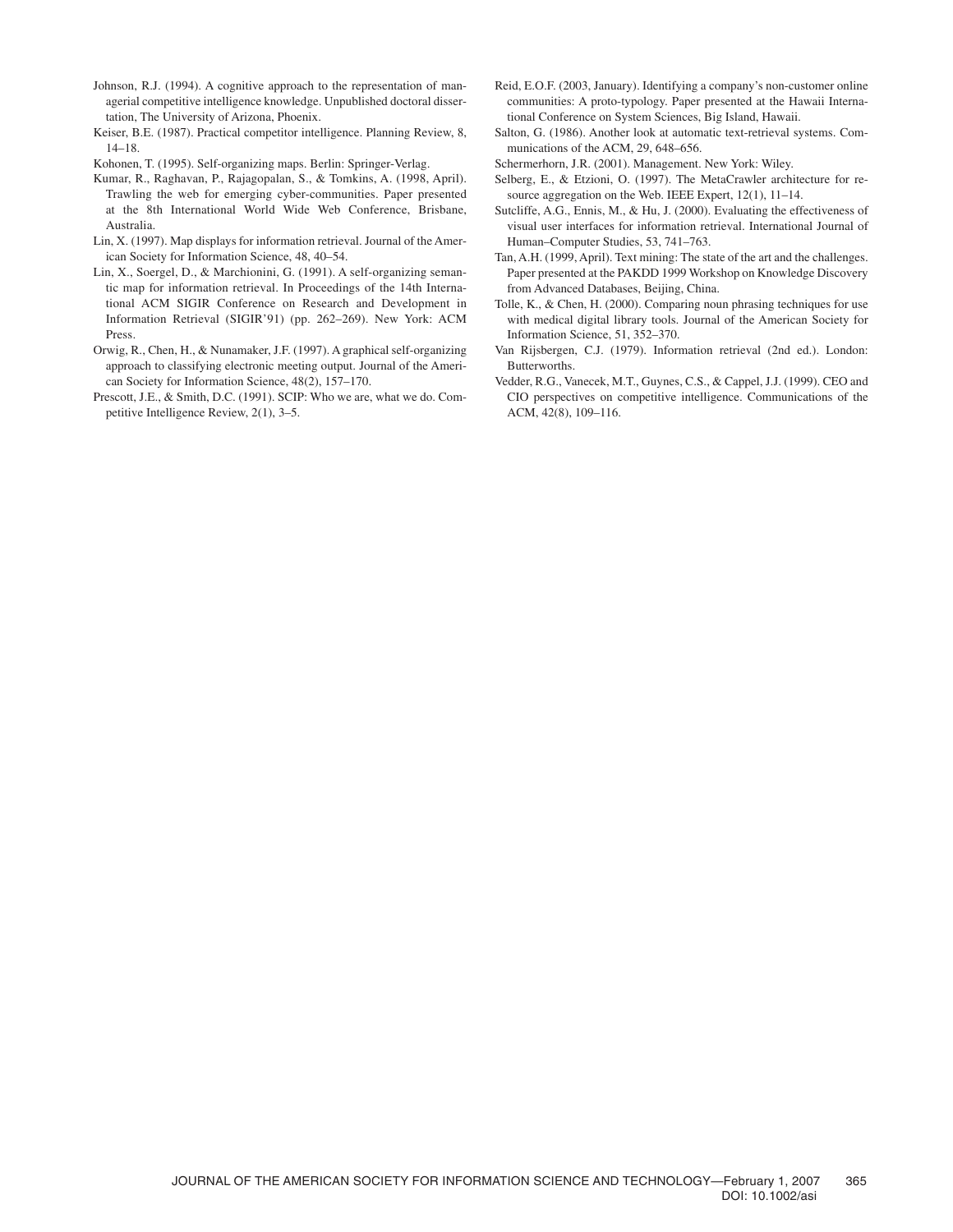Johnson, R.J. (1994). A cognitive approach to the representation of managerial competitive intelligence knowledge. Unpublished doctoral dissertation, The University of Arizona, Phoenix.

Keiser, B.E. (1987). Practical competitor intelligence. Planning Review, 8, 14–18.

Kohonen, T. (1995). Self-organizing maps. Berlin: Springer-Verlag.

Kumar, R., Raghavan, P., Rajagopalan, S., & Tomkins, A. (1998, April). Trawling the web for emerging cyber-communities. Paper presented at the 8th International World Wide Web Conference, Brisbane, Australia.

Lin, X. (1997). Map displays for information retrieval. Journal of the American Society for Information Science, 48, 40–54.

Lin, X., Soergel, D., & Marchionini, G. (1991). A self-organizing semantic map for information retrieval. In Proceedings of the 14th International ACM SIGIR Conference on Research and Development in Information Retrieval (SIGIR'91) (pp. 262–269). New York: ACM Press.

Orwig, R., Chen, H., & Nunamaker, J.F. (1997). A graphical self-organizing approach to classifying electronic meeting output. Journal of the American Society for Information Science, 48(2), 157–170.

Prescott, J.E., & Smith, D.C. (1991). SCIP: Who we are, what we do. Competitive Intelligence Review, 2(1), 3–5.

Reid, E.O.F. (2003, January). Identifying a company's non-customer online communities: A proto-typology. Paper presented at the Hawaii International Conference on System Sciences, Big Island, Hawaii.

Salton, G. (1986). Another look at automatic text-retrieval systems. Communications of the ACM, 29, 648–656.

Schermerhorn, J.R. (2001). Management. New York: Wiley.

Selberg, E., & Etzioni, O. (1997). The MetaCrawler architecture for resource aggregation on the Web. IEEE Expert, 12(1), 11–14.

Sutcliffe, A.G., Ennis, M., & Hu, J. (2000). Evaluating the effectiveness of visual user interfaces for information retrieval. International Journal of Human–Computer Studies, 53, 741–763.

Tan, A.H. (1999, April). Text mining: The state of the art and the challenges. Paper presented at the PAKDD 1999 Workshop on Knowledge Discovery from Advanced Databases, Beijing, China.

Tolle, K., & Chen, H. (2000). Comparing noun phrasing techniques for use with medical digital library tools. Journal of the American Society for Information Science, 51, 352–370.

Van Rijsbergen, C.J. (1979). Information retrieval (2nd ed.). London: Butterworths.

Vedder, R.G., Vanecek, M.T., Guynes, C.S., & Cappel, J.J. (1999). CEO and CIO perspectives on competitive intelligence. Communications of the ACM, 42(8), 109–116.